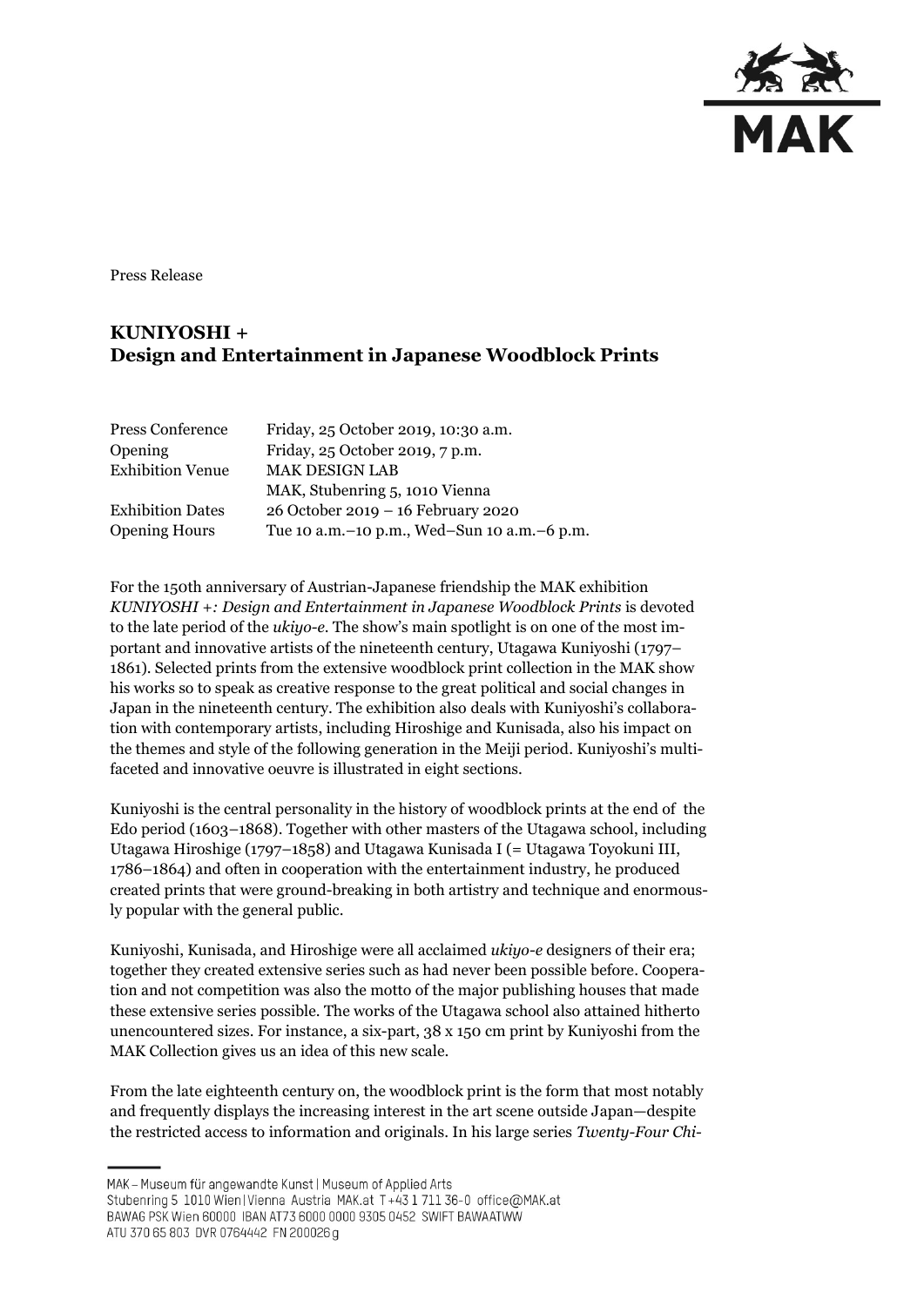Press Release

# KUNIYOSHI + Design and Entertainment in Japanese Woodblock Prints

| | |
|---|---|
| Press Conference | Friday, 25 October 2019, 10:30 a.m. |
| Opening | Friday, 25 October 2019, 7 p.m. |
| Exhibition Venue | MAK DESIGN LAB<br>MAK, Stubenring 5, 1010 Vienna |
| Exhibition Dates | 26 October 2019 – 16 February 2020 |
| Opening Hours | Tue 10 a.m.–10 p.m., Wed–Sun 10 a.m.–6 p.m. |

For the 150th anniversary of Austrian-Japanese friendship the MAK exhibition *KUNIYOSHI +: Design and Entertainment in Japanese Woodblock Prints* is devoted to the late period of the *ukiyo-e*. The show's main spotlight is on one of the most important and innovative artists of the nineteenth century, Utagawa Kuniyoshi (1797–1861). Selected prints from the extensive woodblock print collection in the MAK show his works so to speak as creative response to the great political and social changes in Japan in the nineteenth century. The exhibition also deals with Kuniyoshi's collaboration with contemporary artists, including Hiroshige and Kunisada, also his impact on the themes and style of the following generation in the Meiji period. Kuniyoshi's multifaceted and innovative oeuvre is illustrated in eight sections.

Kuniyoshi is the central personality in the history of woodblock prints at the end of the Edo period (1603–1868). Together with other masters of the Utagawa school, including Utagawa Hiroshige (1797–1858) and Utagawa Kunisada I (= Utagawa Toyokuni III, 1786–1864) and often in cooperation with the entertainment industry, he produced created prints that were ground-breaking in both artistry and technique and enormously popular with the general public.

Kuniyoshi, Kunisada, and Hiroshige were all acclaimed *ukiyo-e* designers of their era; together they created extensive series such as had never been possible before. Cooperation and not competition was also the motto of the major publishing houses that made these extensive series possible. The works of the Utagawa school also attained hitherto unencountered sizes. For instance, a six-part, 38 x 150 cm print by Kuniyoshi from the MAK Collection gives us an idea of this new scale.

From the late eighteenth century on, the woodblock print is the form that most notably and frequently displays the increasing interest in the art scene outside Japan—despite the restricted access to information and originals. In his large series *Twenty-Four Chi-*

MAK – Museum für angewandte Kunst | Museum of Applied Arts
Stubenring 5 1010 Wien | Vienna Austria MAK.at T +43 1 711 36-0 office@MAK.at
BAWAG PSK Wien 60000 IBAN AT73 6000 0000 9305 0452 SWIFT BAWAATWW
ATU 370 65 803 DVR 0764442 FN 200026 g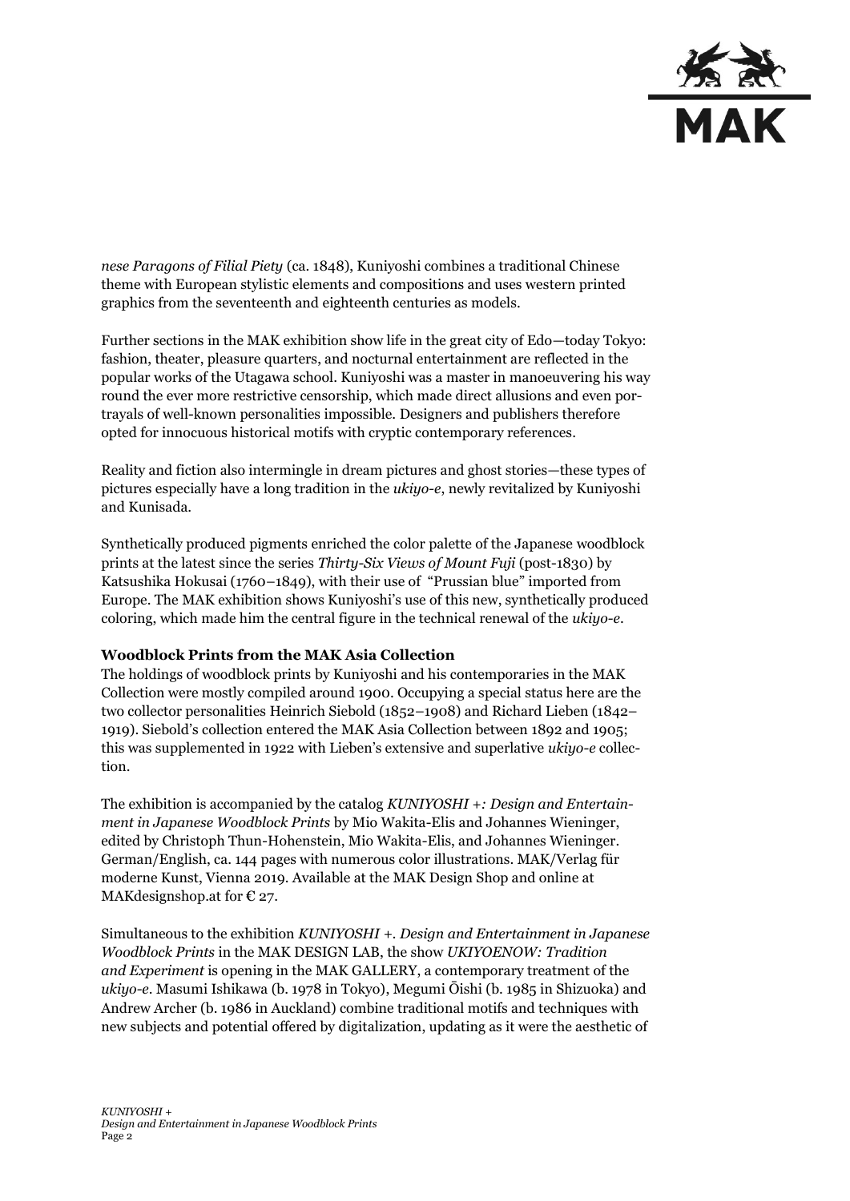*nese Paragons of Filial Piety* (ca. 1848), Kuniyoshi combines a traditional Chinese theme with European stylistic elements and compositions and uses western printed graphics from the seventeenth and eighteenth centuries as models.

Further sections in the MAK exhibition show life in the great city of Edo—today Tokyo: fashion, theater, pleasure quarters, and nocturnal entertainment are reflected in the popular works of the Utagawa school. Kuniyoshi was a master in manoeuvering his way round the ever more restrictive censorship, which made direct allusions and even portrayals of well-known personalities impossible. Designers and publishers therefore opted for innocuous historical motifs with cryptic contemporary references.

Reality and fiction also intermingle in dream pictures and ghost stories—these types of pictures especially have a long tradition in the *ukiyo-e*, newly revitalized by Kuniyoshi and Kunisada.

Synthetically produced pigments enriched the color palette of the Japanese woodblock prints at the latest since the series *Thirty-Six Views of Mount Fuji* (post-1830) by Katsushika Hokusai (1760–1849), with their use of "Prussian blue" imported from Europe. The MAK exhibition shows Kuniyoshi's use of this new, synthetically produced coloring, which made him the central figure in the technical renewal of the *ukiyo-e*.

**Woodblock Prints from the MAK Asia Collection**

The holdings of woodblock prints by Kuniyoshi and his contemporaries in the MAK Collection were mostly compiled around 1900. Occupying a special status here are the two collector personalities Heinrich Siebold (1852–1908) and Richard Lieben (1842–1919). Siebold's collection entered the MAK Asia Collection between 1892 and 1905; this was supplemented in 1922 with Lieben's extensive and superlative *ukiyo-e* collection.

The exhibition is accompanied by the catalog *KUNIYOSHI +: Design and Entertainment in Japanese Woodblock Prints* by Mio Wakita-Elis and Johannes Wieninger, edited by Christoph Thun-Hohenstein, Mio Wakita-Elis, and Johannes Wieninger. German/English, ca. 144 pages with numerous color illustrations. MAK/Verlag für moderne Kunst, Vienna 2019. Available at the MAK Design Shop and online at MAKdesignshop.at for € 27.

Simultaneous to the exhibition *KUNIYOSHI +. Design and Entertainment in Japanese Woodblock Prints* in the MAK DESIGN LAB, the show *UKIYOENOW: Tradition and Experiment* is opening in the MAK GALLERY, a contemporary treatment of the *ukiyo-e*. Masumi Ishikawa (b. 1978 in Tokyo), Megumi Ōishi (b. 1985 in Shizuoka) and Andrew Archer (b. 1986 in Auckland) combine traditional motifs and techniques with new subjects and potential offered by digitalization, updating as it were the aesthetic of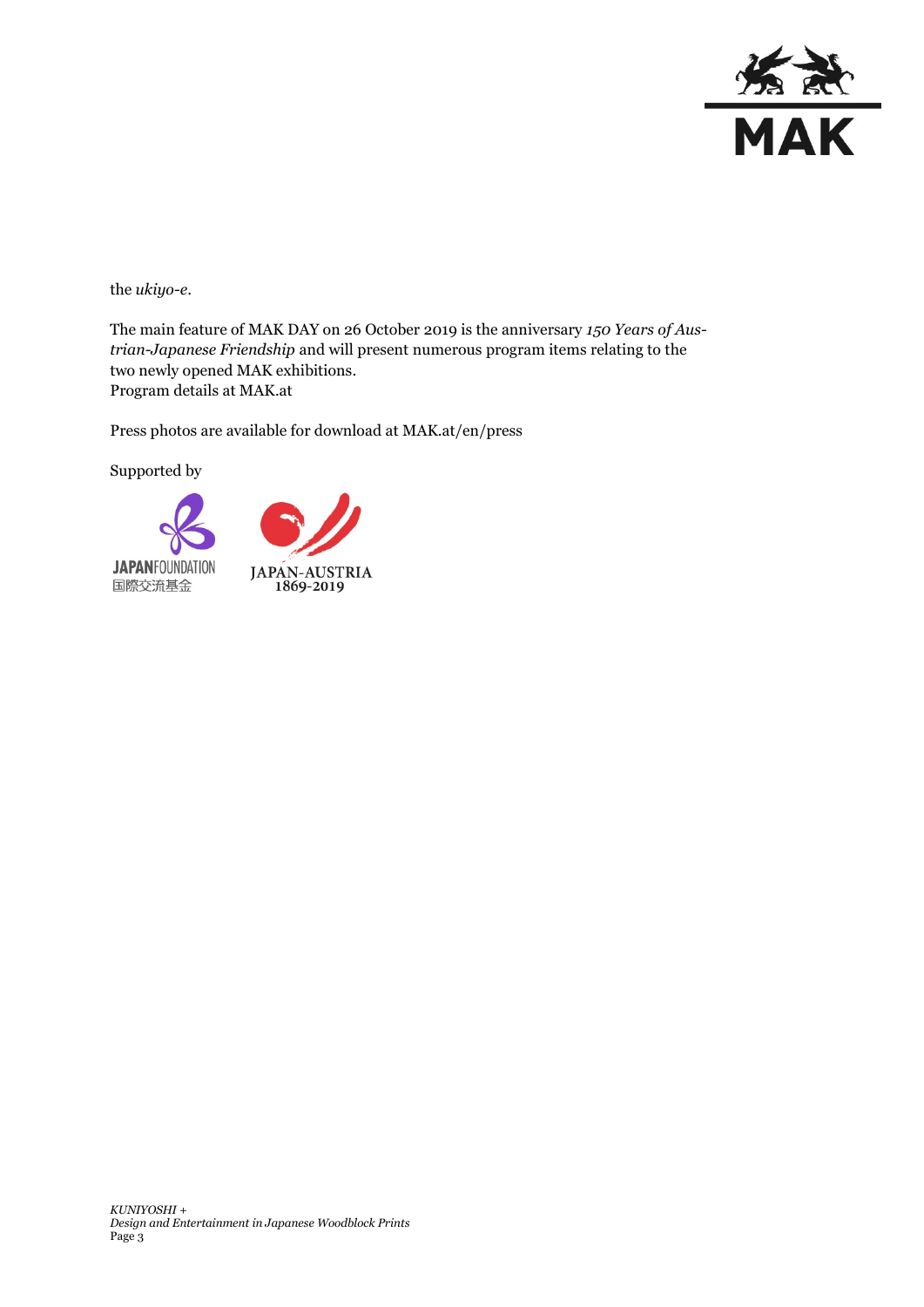the *ukiyo-e*.

The main feature of MAK DAY on 26 October 2019 is the anniversary *150 Years of Austrian-Japanese Friendship* and will present numerous program items relating to the two newly opened MAK exhibitions.
Program details at MAK.at

Press photos are available for download at MAK.at/en/press

Supported by

JAPANFOUNDATION 国際交流基金

JAPAN-AUSTRIA 1869-2019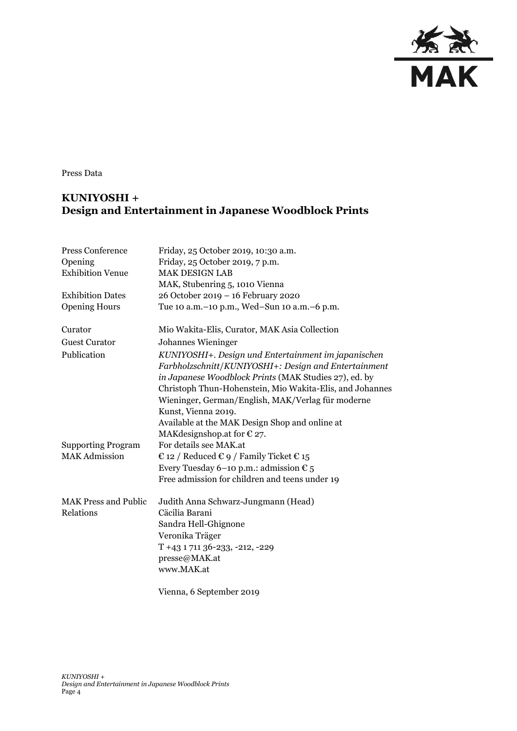Press Data

## KUNIYOSHI +
## Design and Entertainment in Japanese Woodblock Prints

| | |
|---|---|
| Press Conference | Friday, 25 October 2019, 10:30 a.m. |
| Opening | Friday, 25 October 2019, 7 p.m. |
| Exhibition Venue | MAK DESIGN LAB<br>MAK, Stubenring 5, 1010 Vienna |
| Exhibition Dates | 26 October 2019 – 16 February 2020 |
| Opening Hours | Tue 10 a.m.–10 p.m., Wed–Sun 10 a.m.–6 p.m. |
| Curator | Mio Wakita-Elis, Curator, MAK Asia Collection |
| Guest Curator | Johannes Wieninger |
| Publication | *KUNIYOSHI+. Design und Entertainment im japanischen Farbholzschnitt/KUNIYOSHI+: Design and Entertainment in Japanese Woodblock Prints* (MAK Studies 27), ed. by Christoph Thun-Hohenstein, Mio Wakita-Elis, and Johannes Wieninger, German/English, MAK/Verlag für moderne Kunst, Vienna 2019.<br>Available at the MAK Design Shop and online at MAKdesignshop.at for € 27. |
| Supporting Program | For details see MAK.at |
| MAK Admission | € 12 / Reduced € 9 / Family Ticket € 15<br>Every Tuesday 6–10 p.m.: admission € 5<br>Free admission for children and teens under 19 |
| MAK Press and Public Relations | Judith Anna Schwarz-Jungmann (Head)<br>Cäcilia Barani<br>Sandra Hell-Ghignone<br>Veronika Träger<br>T +43 1 711 36-233, -212, -229<br>presse@MAK.at<br>www.MAK.at |

Vienna, 6 September 2019